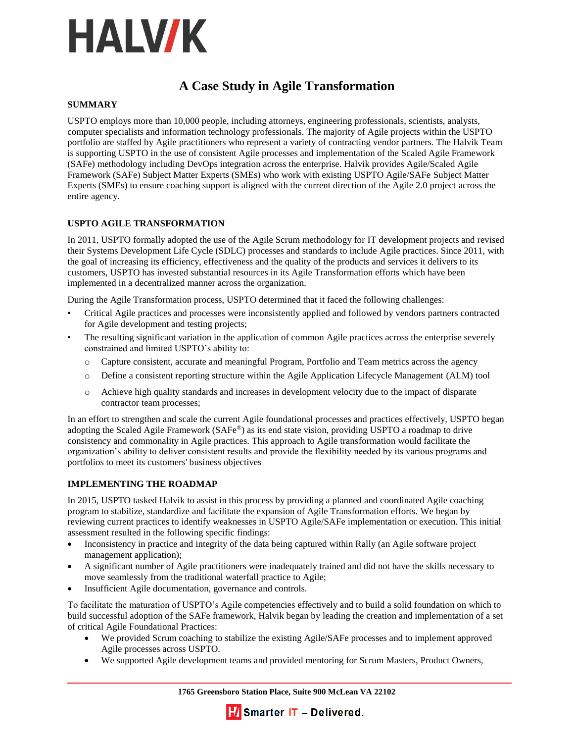# HALVIK

## A Case Study in Agile Transformation

### SUMMARY

USPTO employs more than 10,000 people, including attorneys, engineering professionals, scientists, analysts, computer specialists and information technology professionals. The majority of Agile projects within the USPTO portfolio are staffed by Agile practitioners who represent a variety of contracting vendor partners. The Halvik Team is supporting USPTO in the use of consistent Agile processes and implementation of the Scaled Agile Framework (SAFe) methodology including DevOps integration across the enterprise. Halvik provides Agile/Scaled Agile Framework (SAFe) Subject Matter Experts (SMEs) who work with existing USPTO Agile/SAFe Subject Matter Experts (SMEs) to ensure coaching support is aligned with the current direction of the Agile 2.0 project across the entire agency.

### USPTO AGILE TRANSFORMATION

In 2011, USPTO formally adopted the use of the Agile Scrum methodology for IT development projects and revised their Systems Development Life Cycle (SDLC) processes and standards to include Agile practices. Since 2011, with the goal of increasing its efficiency, effectiveness and the quality of the products and services it delivers to its customers, USPTO has invested substantial resources in its Agile Transformation efforts which have been implemented in a decentralized manner across the organization.

During the Agile Transformation process, USPTO determined that it faced the following challenges:

- Critical Agile practices and processes were inconsistently applied and followed by vendors partners contracted for Agile development and testing projects;
- The resulting significant variation in the application of common Agile practices across the enterprise severely constrained and limited USPTO's ability to:
  - Capture consistent, accurate and meaningful Program, Portfolio and Team metrics across the agency
  - Define a consistent reporting structure within the Agile Application Lifecycle Management (ALM) tool
  - Achieve high quality standards and increases in development velocity due to the impact of disparate contractor team processes;

In an effort to strengthen and scale the current Agile foundational processes and practices effectively, USPTO began adopting the Scaled Agile Framework (SAFe®) as its end state vision, providing USPTO a roadmap to drive consistency and commonality in Agile practices. This approach to Agile transformation would facilitate the organization's ability to deliver consistent results and provide the flexibility needed by its various programs and portfolios to meet its customers' business objectives

### IMPLEMENTING THE ROADMAP

In 2015, USPTO tasked Halvik to assist in this process by providing a planned and coordinated Agile coaching program to stabilize, standardize and facilitate the expansion of Agile Transformation efforts. We began by reviewing current practices to identify weaknesses in USPTO Agile/SAFe implementation or execution. This initial assessment resulted in the following specific findings:

- Inconsistency in practice and integrity of the data being captured within Rally (an Agile software project management application);
- A significant number of Agile practitioners were inadequately trained and did not have the skills necessary to move seamlessly from the traditional waterfall practice to Agile;
- Insufficient Agile documentation, governance and controls.

To facilitate the maturation of USPTO's Agile competencies effectively and to build a solid foundation on which to build successful adoption of the SAFe framework, Halvik began by leading the creation and implementation of a set of critical Agile Foundational Practices:

- We provided Scrum coaching to stabilize the existing Agile/SAFe processes and to implement approved Agile processes across USPTO.
- We supported Agile development teams and provided mentoring for Scrum Masters, Product Owners,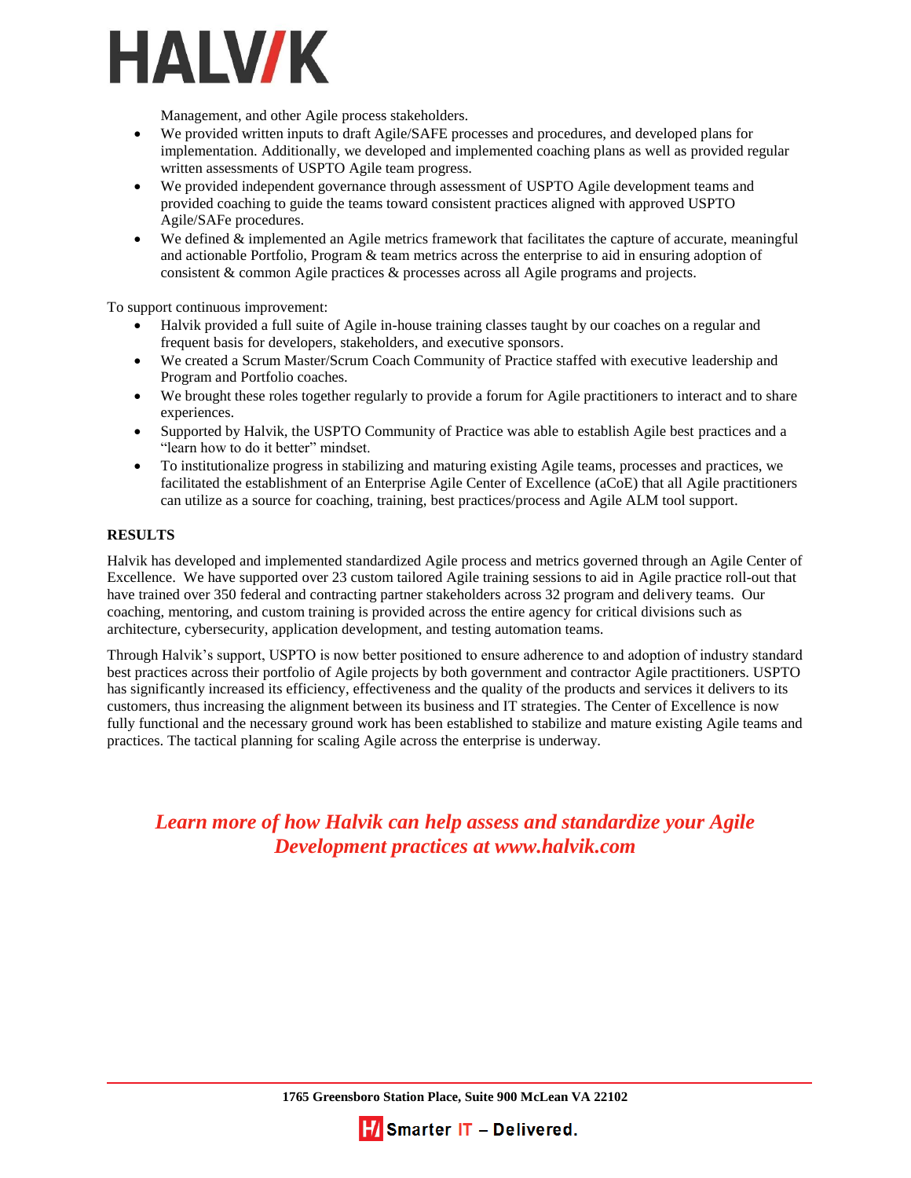Management, and other Agile process stakeholders.

- We provided written inputs to draft Agile/SAFE processes and procedures, and developed plans for implementation. Additionally, we developed and implemented coaching plans as well as provided regular written assessments of USPTO Agile team progress.
- We provided independent governance through assessment of USPTO Agile development teams and provided coaching to guide the teams toward consistent practices aligned with approved USPTO Agile/SAFe procedures.
- We defined & implemented an Agile metrics framework that facilitates the capture of accurate, meaningful and actionable Portfolio, Program & team metrics across the enterprise to aid in ensuring adoption of consistent & common Agile practices & processes across all Agile programs and projects.

To support continuous improvement:

- Halvik provided a full suite of Agile in-house training classes taught by our coaches on a regular and frequent basis for developers, stakeholders, and executive sponsors.
- We created a Scrum Master/Scrum Coach Community of Practice staffed with executive leadership and Program and Portfolio coaches.
- We brought these roles together regularly to provide a forum for Agile practitioners to interact and to share experiences.
- Supported by Halvik, the USPTO Community of Practice was able to establish Agile best practices and a "learn how to do it better" mindset.
- To institutionalize progress in stabilizing and maturing existing Agile teams, processes and practices, we facilitated the establishment of an Enterprise Agile Center of Excellence (aCoE) that all Agile practitioners can utilize as a source for coaching, training, best practices/process and Agile ALM tool support.

**RESULTS**

Halvik has developed and implemented standardized Agile process and metrics governed through an Agile Center of Excellence. We have supported over 23 custom tailored Agile training sessions to aid in Agile practice roll-out that have trained over 350 federal and contracting partner stakeholders across 32 program and delivery teams. Our coaching, mentoring, and custom training is provided across the entire agency for critical divisions such as architecture, cybersecurity, application development, and testing automation teams.

Through Halvik's support, USPTO is now better positioned to ensure adherence to and adoption of industry standard best practices across their portfolio of Agile projects by both government and contractor Agile practitioners. USPTO has significantly increased its efficiency, effectiveness and the quality of the products and services it delivers to its customers, thus increasing the alignment between its business and IT strategies. The Center of Excellence is now fully functional and the necessary ground work has been established to stabilize and mature existing Agile teams and practices. The tactical planning for scaling Agile across the enterprise is underway.

***Learn more of how Halvik can help assess and standardize your Agile Development practices at www.halvik.com***